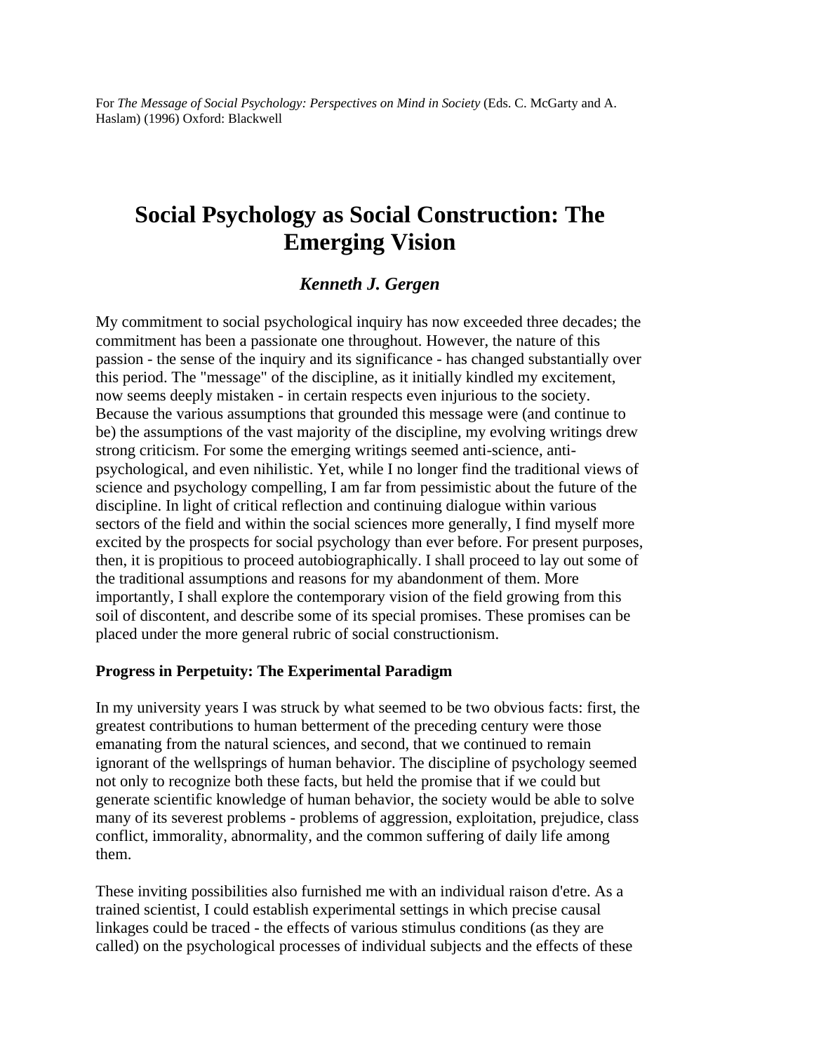For *The Message of Social Psychology: Perspectives on Mind in Society* (Eds. C. McGarty and A. Haslam) (1996) Oxford: Blackwell

# Social Psychology as Social Construction: The Emerging Vision

### *Kenneth J. Gergen*

My commitment to social psychological inquiry has now exceeded three decades; the commitment has been a passionate one throughout. However, the nature of this passion - the sense of the inquiry and its significance - has changed substantially over this period. The "message" of the discipline, as it initially kindled my excitement, now seems deeply mistaken - in certain respects even injurious to the society. Because the various assumptions that grounded this message were (and continue to be) the assumptions of the vast majority of the discipline, my evolving writings drew strong criticism. For some the emerging writings seemed anti-science, anti-psychological, and even nihilistic. Yet, while I no longer find the traditional views of science and psychology compelling, I am far from pessimistic about the future of the discipline. In light of critical reflection and continuing dialogue within various sectors of the field and within the social sciences more generally, I find myself more excited by the prospects for social psychology than ever before. For present purposes, then, it is propitious to proceed autobiographically. I shall proceed to lay out some of the traditional assumptions and reasons for my abandonment of them. More importantly, I shall explore the contemporary vision of the field growing from this soil of discontent, and describe some of its special promises. These promises can be placed under the more general rubric of social constructionism.

**Progress in Perpetuity: The Experimental Paradigm**

In my university years I was struck by what seemed to be two obvious facts: first, the greatest contributions to human betterment of the preceding century were those emanating from the natural sciences, and second, that we continued to remain ignorant of the wellsprings of human behavior. The discipline of psychology seemed not only to recognize both these facts, but held the promise that if we could but generate scientific knowledge of human behavior, the society would be able to solve many of its severest problems - problems of aggression, exploitation, prejudice, class conflict, immorality, abnormality, and the common suffering of daily life among them.

These inviting possibilities also furnished me with an individual raison d'etre. As a trained scientist, I could establish experimental settings in which precise causal linkages could be traced - the effects of various stimulus conditions (as they are called) on the psychological processes of individual subjects and the effects of these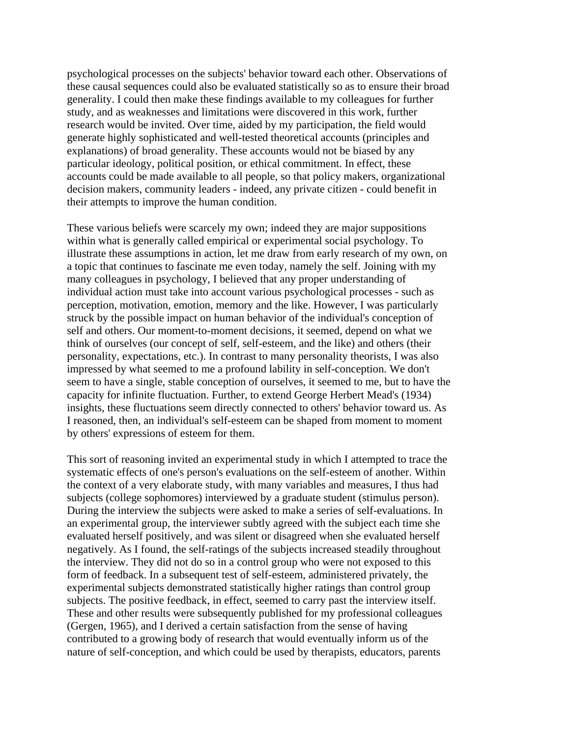psychological processes on the subjects' behavior toward each other. Observations of these causal sequences could also be evaluated statistically so as to ensure their broad generality. I could then make these findings available to my colleagues for further study, and as weaknesses and limitations were discovered in this work, further research would be invited. Over time, aided by my participation, the field would generate highly sophisticated and well-tested theoretical accounts (principles and explanations) of broad generality. These accounts would not be biased by any particular ideology, political position, or ethical commitment. In effect, these accounts could be made available to all people, so that policy makers, organizational decision makers, community leaders - indeed, any private citizen - could benefit in their attempts to improve the human condition.

These various beliefs were scarcely my own; indeed they are major suppositions within what is generally called empirical or experimental social psychology. To illustrate these assumptions in action, let me draw from early research of my own, on a topic that continues to fascinate me even today, namely the self. Joining with my many colleagues in psychology, I believed that any proper understanding of individual action must take into account various psychological processes - such as perception, motivation, emotion, memory and the like. However, I was particularly struck by the possible impact on human behavior of the individual's conception of self and others. Our moment-to-moment decisions, it seemed, depend on what we think of ourselves (our concept of self, self-esteem, and the like) and others (their personality, expectations, etc.). In contrast to many personality theorists, I was also impressed by what seemed to me a profound lability in self-conception. We don't seem to have a single, stable conception of ourselves, it seemed to me, but to have the capacity for infinite fluctuation. Further, to extend George Herbert Mead's (1934) insights, these fluctuations seem directly connected to others' behavior toward us. As I reasoned, then, an individual's self-esteem can be shaped from moment to moment by others' expressions of esteem for them.

This sort of reasoning invited an experimental study in which I attempted to trace the systematic effects of one's person's evaluations on the self-esteem of another. Within the context of a very elaborate study, with many variables and measures, I thus had subjects (college sophomores) interviewed by a graduate student (stimulus person). During the interview the subjects were asked to make a series of self-evaluations. In an experimental group, the interviewer subtly agreed with the subject each time she evaluated herself positively, and was silent or disagreed when she evaluated herself negatively. As I found, the self-ratings of the subjects increased steadily throughout the interview. They did not do so in a control group who were not exposed to this form of feedback. In a subsequent test of self-esteem, administered privately, the experimental subjects demonstrated statistically higher ratings than control group subjects. The positive feedback, in effect, seemed to carry past the interview itself. These and other results were subsequently published for my professional colleagues (Gergen, 1965), and I derived a certain satisfaction from the sense of having contributed to a growing body of research that would eventually inform us of the nature of self-conception, and which could be used by therapists, educators, parents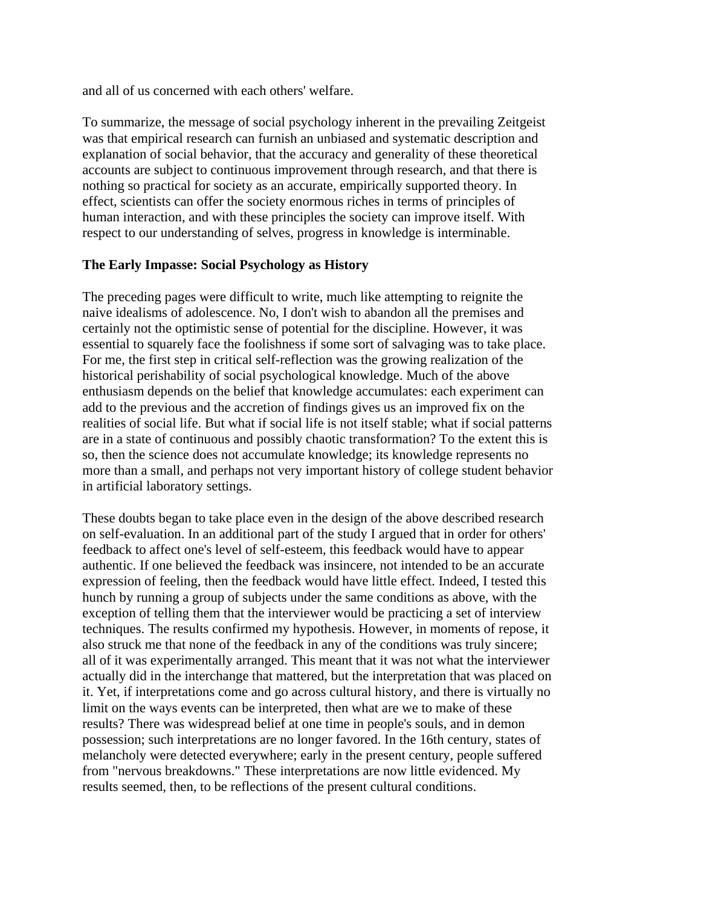and all of us concerned with each others' welfare.

To summarize, the message of social psychology inherent in the prevailing Zeitgeist was that empirical research can furnish an unbiased and systematic description and explanation of social behavior, that the accuracy and generality of these theoretical accounts are subject to continuous improvement through research, and that there is nothing so practical for society as an accurate, empirically supported theory. In effect, scientists can offer the society enormous riches in terms of principles of human interaction, and with these principles the society can improve itself. With respect to our understanding of selves, progress in knowledge is interminable.

**The Early Impasse: Social Psychology as History**

The preceding pages were difficult to write, much like attempting to reignite the naive idealisms of adolescence. No, I don't wish to abandon all the premises and certainly not the optimistic sense of potential for the discipline. However, it was essential to squarely face the foolishness if some sort of salvaging was to take place. For me, the first step in critical self-reflection was the growing realization of the historical perishability of social psychological knowledge. Much of the above enthusiasm depends on the belief that knowledge accumulates: each experiment can add to the previous and the accretion of findings gives us an improved fix on the realities of social life. But what if social life is not itself stable; what if social patterns are in a state of continuous and possibly chaotic transformation? To the extent this is so, then the science does not accumulate knowledge; its knowledge represents no more than a small, and perhaps not very important history of college student behavior in artificial laboratory settings.

These doubts began to take place even in the design of the above described research on self-evaluation. In an additional part of the study I argued that in order for others' feedback to affect one's level of self-esteem, this feedback would have to appear authentic. If one believed the feedback was insincere, not intended to be an accurate expression of feeling, then the feedback would have little effect. Indeed, I tested this hunch by running a group of subjects under the same conditions as above, with the exception of telling them that the interviewer would be practicing a set of interview techniques. The results confirmed my hypothesis. However, in moments of repose, it also struck me that none of the feedback in any of the conditions was truly sincere; all of it was experimentally arranged. This meant that it was not what the interviewer actually did in the interchange that mattered, but the interpretation that was placed on it. Yet, if interpretations come and go across cultural history, and there is virtually no limit on the ways events can be interpreted, then what are we to make of these results? There was widespread belief at one time in people's souls, and in demon possession; such interpretations are no longer favored. In the 16th century, states of melancholy were detected everywhere; early in the present century, people suffered from "nervous breakdowns." These interpretations are now little evidenced. My results seemed, then, to be reflections of the present cultural conditions.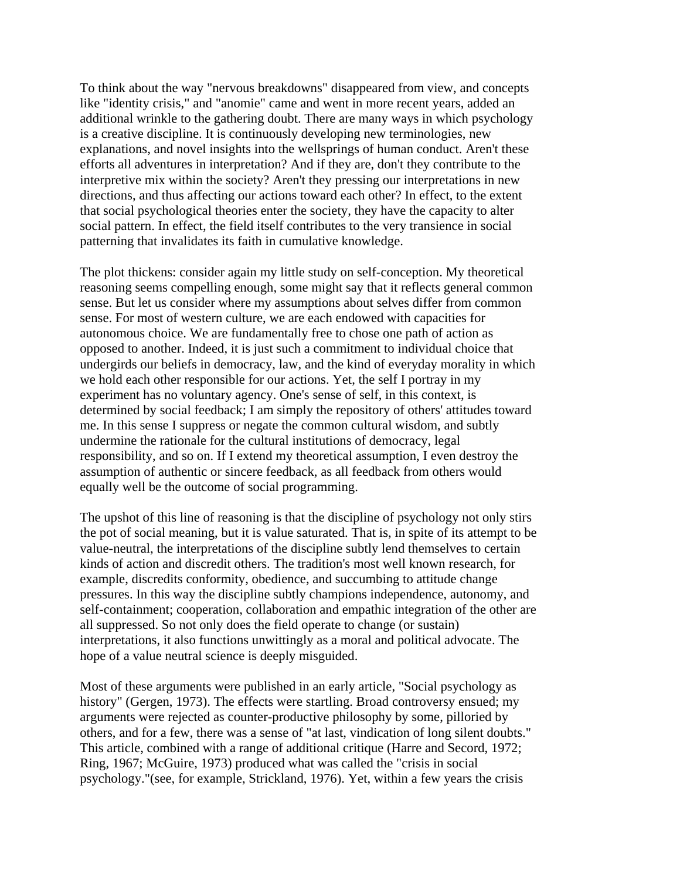To think about the way "nervous breakdowns" disappeared from view, and concepts like "identity crisis," and "anomie" came and went in more recent years, added an additional wrinkle to the gathering doubt. There are many ways in which psychology is a creative discipline. It is continuously developing new terminologies, new explanations, and novel insights into the wellsprings of human conduct. Aren't these efforts all adventures in interpretation? And if they are, don't they contribute to the interpretive mix within the society? Aren't they pressing our interpretations in new directions, and thus affecting our actions toward each other? In effect, to the extent that social psychological theories enter the society, they have the capacity to alter social pattern. In effect, the field itself contributes to the very transience in social patterning that invalidates its faith in cumulative knowledge.

The plot thickens: consider again my little study on self-conception. My theoretical reasoning seems compelling enough, some might say that it reflects general common sense. But let us consider where my assumptions about selves differ from common sense. For most of western culture, we are each endowed with capacities for autonomous choice. We are fundamentally free to chose one path of action as opposed to another. Indeed, it is just such a commitment to individual choice that undergirds our beliefs in democracy, law, and the kind of everyday morality in which we hold each other responsible for our actions. Yet, the self I portray in my experiment has no voluntary agency. One's sense of self, in this context, is determined by social feedback; I am simply the repository of others' attitudes toward me. In this sense I suppress or negate the common cultural wisdom, and subtly undermine the rationale for the cultural institutions of democracy, legal responsibility, and so on. If I extend my theoretical assumption, I even destroy the assumption of authentic or sincere feedback, as all feedback from others would equally well be the outcome of social programming.

The upshot of this line of reasoning is that the discipline of psychology not only stirs the pot of social meaning, but it is value saturated. That is, in spite of its attempt to be value-neutral, the interpretations of the discipline subtly lend themselves to certain kinds of action and discredit others. The tradition's most well known research, for example, discredits conformity, obedience, and succumbing to attitude change pressures. In this way the discipline subtly champions independence, autonomy, and self-containment; cooperation, collaboration and empathic integration of the other are all suppressed. So not only does the field operate to change (or sustain) interpretations, it also functions unwittingly as a moral and political advocate. The hope of a value neutral science is deeply misguided.

Most of these arguments were published in an early article, "Social psychology as history" (Gergen, 1973). The effects were startling. Broad controversy ensued; my arguments were rejected as counter-productive philosophy by some, pilloried by others, and for a few, there was a sense of "at last, vindication of long silent doubts." This article, combined with a range of additional critique (Harre and Secord, 1972; Ring, 1967; McGuire, 1973) produced what was called the "crisis in social psychology."(see, for example, Strickland, 1976). Yet, within a few years the crisis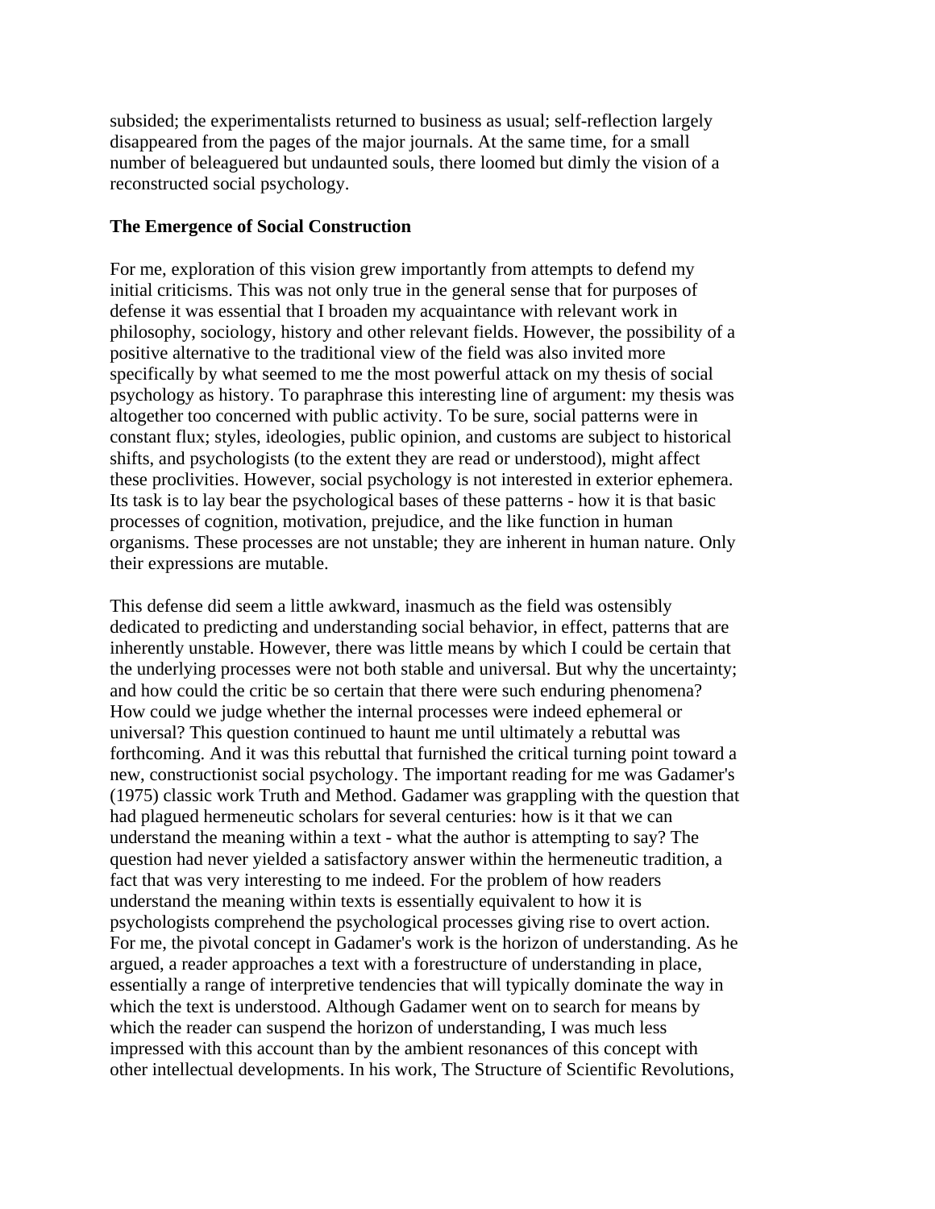subsided; the experimentalists returned to business as usual; self-reflection largely disappeared from the pages of the major journals. At the same time, for a small number of beleaguered but undaunted souls, there loomed but dimly the vision of a reconstructed social psychology.

**The Emergence of Social Construction**

For me, exploration of this vision grew importantly from attempts to defend my initial criticisms. This was not only true in the general sense that for purposes of defense it was essential that I broaden my acquaintance with relevant work in philosophy, sociology, history and other relevant fields. However, the possibility of a positive alternative to the traditional view of the field was also invited more specifically by what seemed to me the most powerful attack on my thesis of social psychology as history. To paraphrase this interesting line of argument: my thesis was altogether too concerned with public activity. To be sure, social patterns were in constant flux; styles, ideologies, public opinion, and customs are subject to historical shifts, and psychologists (to the extent they are read or understood), might affect these proclivities. However, social psychology is not interested in exterior ephemera. Its task is to lay bear the psychological bases of these patterns - how it is that basic processes of cognition, motivation, prejudice, and the like function in human organisms. These processes are not unstable; they are inherent in human nature. Only their expressions are mutable.

This defense did seem a little awkward, inasmuch as the field was ostensibly dedicated to predicting and understanding social behavior, in effect, patterns that are inherently unstable. However, there was little means by which I could be certain that the underlying processes were not both stable and universal. But why the uncertainty; and how could the critic be so certain that there were such enduring phenomena? How could we judge whether the internal processes were indeed ephemeral or universal? This question continued to haunt me until ultimately a rebuttal was forthcoming. And it was this rebuttal that furnished the critical turning point toward a new, constructionist social psychology. The important reading for me was Gadamer's (1975) classic work Truth and Method. Gadamer was grappling with the question that had plagued hermeneutic scholars for several centuries: how is it that we can understand the meaning within a text - what the author is attempting to say? The question had never yielded a satisfactory answer within the hermeneutic tradition, a fact that was very interesting to me indeed. For the problem of how readers understand the meaning within texts is essentially equivalent to how it is psychologists comprehend the psychological processes giving rise to overt action. For me, the pivotal concept in Gadamer's work is the horizon of understanding. As he argued, a reader approaches a text with a forestructure of understanding in place, essentially a range of interpretive tendencies that will typically dominate the way in which the text is understood. Although Gadamer went on to search for means by which the reader can suspend the horizon of understanding, I was much less impressed with this account than by the ambient resonances of this concept with other intellectual developments. In his work, The Structure of Scientific Revolutions,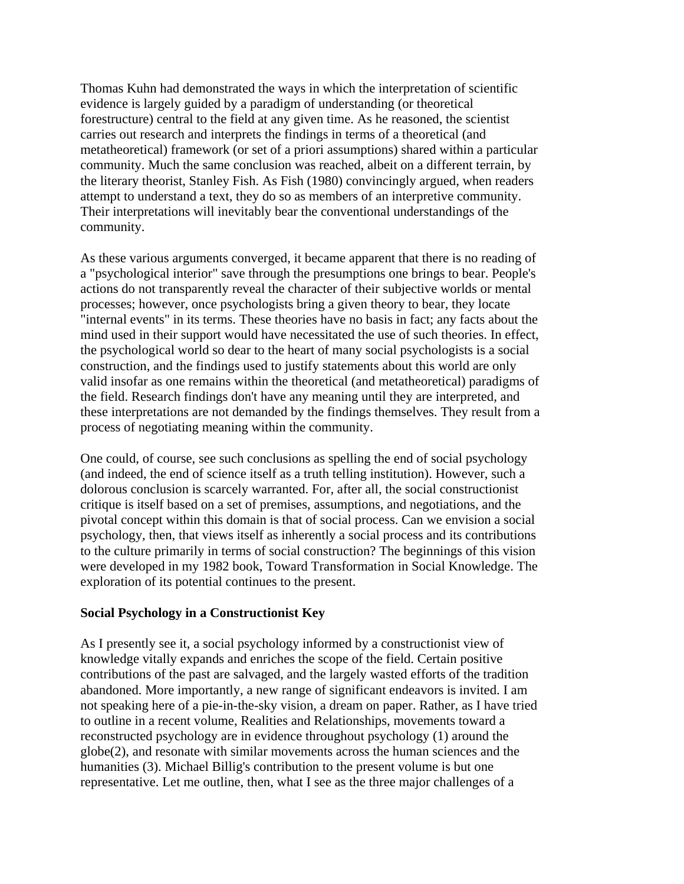Thomas Kuhn had demonstrated the ways in which the interpretation of scientific evidence is largely guided by a paradigm of understanding (or theoretical forestructure) central to the field at any given time. As he reasoned, the scientist carries out research and interprets the findings in terms of a theoretical (and metatheoretical) framework (or set of a priori assumptions) shared within a particular community. Much the same conclusion was reached, albeit on a different terrain, by the literary theorist, Stanley Fish. As Fish (1980) convincingly argued, when readers attempt to understand a text, they do so as members of an interpretive community. Their interpretations will inevitably bear the conventional understandings of the community.

As these various arguments converged, it became apparent that there is no reading of a "psychological interior" save through the presumptions one brings to bear. People's actions do not transparently reveal the character of their subjective worlds or mental processes; however, once psychologists bring a given theory to bear, they locate "internal events" in its terms. These theories have no basis in fact; any facts about the mind used in their support would have necessitated the use of such theories. In effect, the psychological world so dear to the heart of many social psychologists is a social construction, and the findings used to justify statements about this world are only valid insofar as one remains within the theoretical (and metatheoretical) paradigms of the field. Research findings don't have any meaning until they are interpreted, and these interpretations are not demanded by the findings themselves. They result from a process of negotiating meaning within the community.

One could, of course, see such conclusions as spelling the end of social psychology (and indeed, the end of science itself as a truth telling institution). However, such a dolorous conclusion is scarcely warranted. For, after all, the social constructionist critique is itself based on a set of premises, assumptions, and negotiations, and the pivotal concept within this domain is that of social process. Can we envision a social psychology, then, that views itself as inherently a social process and its contributions to the culture primarily in terms of social construction? The beginnings of this vision were developed in my 1982 book, Toward Transformation in Social Knowledge. The exploration of its potential continues to the present.

**Social Psychology in a Constructionist Key**

As I presently see it, a social psychology informed by a constructionist view of knowledge vitally expands and enriches the scope of the field. Certain positive contributions of the past are salvaged, and the largely wasted efforts of the tradition abandoned. More importantly, a new range of significant endeavors is invited. I am not speaking here of a pie-in-the-sky vision, a dream on paper. Rather, as I have tried to outline in a recent volume, Realities and Relationships, movements toward a reconstructed psychology are in evidence throughout psychology (1) around the globe(2), and resonate with similar movements across the human sciences and the humanities (3). Michael Billig's contribution to the present volume is but one representative. Let me outline, then, what I see as the three major challenges of a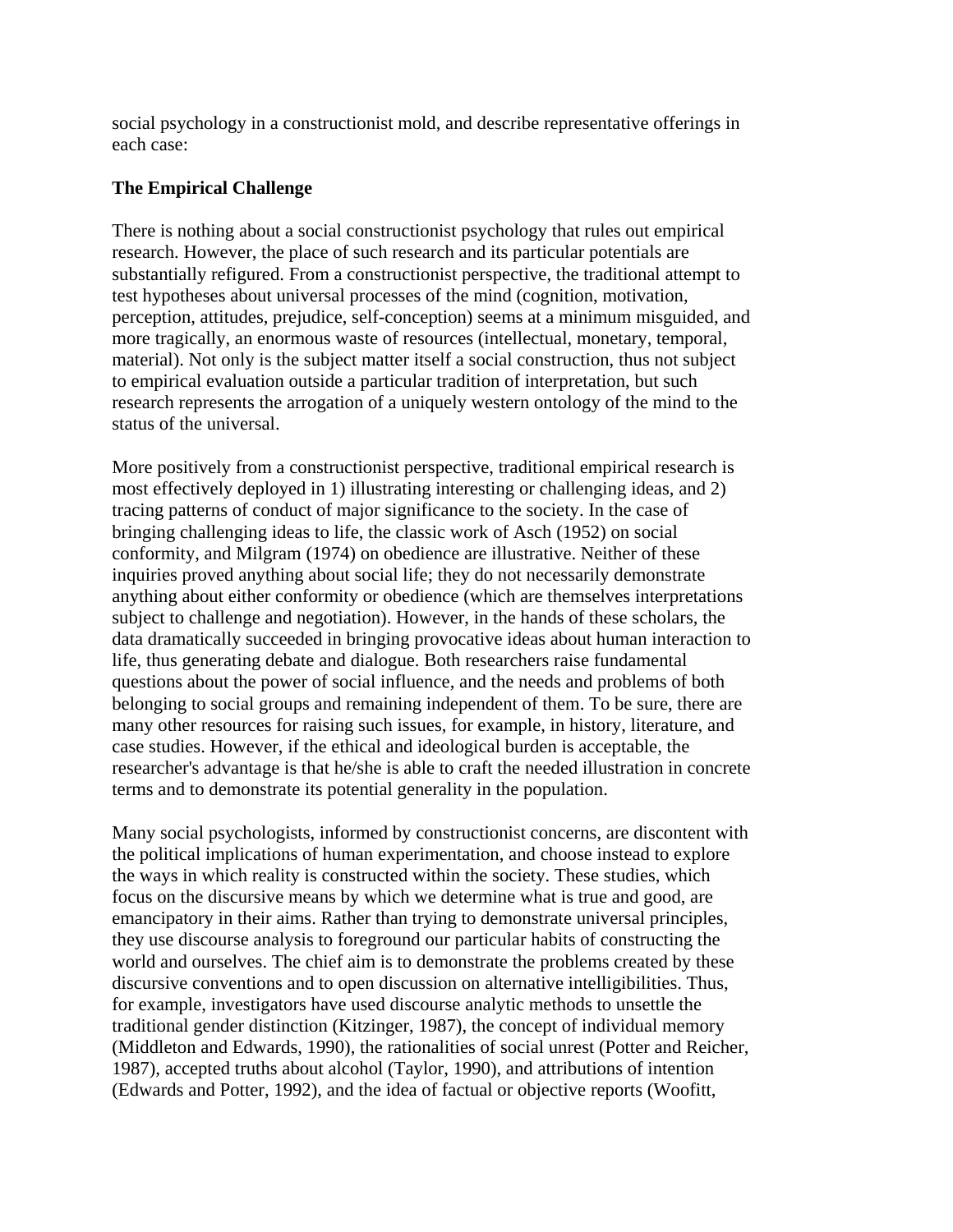social psychology in a constructionist mold, and describe representative offerings in each case:

### The Empirical Challenge

There is nothing about a social constructionist psychology that rules out empirical research. However, the place of such research and its particular potentials are substantially refigured. From a constructionist perspective, the traditional attempt to test hypotheses about universal processes of the mind (cognition, motivation, perception, attitudes, prejudice, self-conception) seems at a minimum misguided, and more tragically, an enormous waste of resources (intellectual, monetary, temporal, material). Not only is the subject matter itself a social construction, thus not subject to empirical evaluation outside a particular tradition of interpretation, but such research represents the arrogation of a uniquely western ontology of the mind to the status of the universal.

More positively from a constructionist perspective, traditional empirical research is most effectively deployed in 1) illustrating interesting or challenging ideas, and 2) tracing patterns of conduct of major significance to the society. In the case of bringing challenging ideas to life, the classic work of Asch (1952) on social conformity, and Milgram (1974) on obedience are illustrative. Neither of these inquiries proved anything about social life; they do not necessarily demonstrate anything about either conformity or obedience (which are themselves interpretations subject to challenge and negotiation). However, in the hands of these scholars, the data dramatically succeeded in bringing provocative ideas about human interaction to life, thus generating debate and dialogue. Both researchers raise fundamental questions about the power of social influence, and the needs and problems of both belonging to social groups and remaining independent of them. To be sure, there are many other resources for raising such issues, for example, in history, literature, and case studies. However, if the ethical and ideological burden is acceptable, the researcher's advantage is that he/she is able to craft the needed illustration in concrete terms and to demonstrate its potential generality in the population.

Many social psychologists, informed by constructionist concerns, are discontent with the political implications of human experimentation, and choose instead to explore the ways in which reality is constructed within the society. These studies, which focus on the discursive means by which we determine what is true and good, are emancipatory in their aims. Rather than trying to demonstrate universal principles, they use discourse analysis to foreground our particular habits of constructing the world and ourselves. The chief aim is to demonstrate the problems created by these discursive conventions and to open discussion on alternative intelligibilities. Thus, for example, investigators have used discourse analytic methods to unsettle the traditional gender distinction (Kitzinger, 1987), the concept of individual memory (Middleton and Edwards, 1990), the rationalities of social unrest (Potter and Reicher, 1987), accepted truths about alcohol (Taylor, 1990), and attributions of intention (Edwards and Potter, 1992), and the idea of factual or objective reports (Woofitt,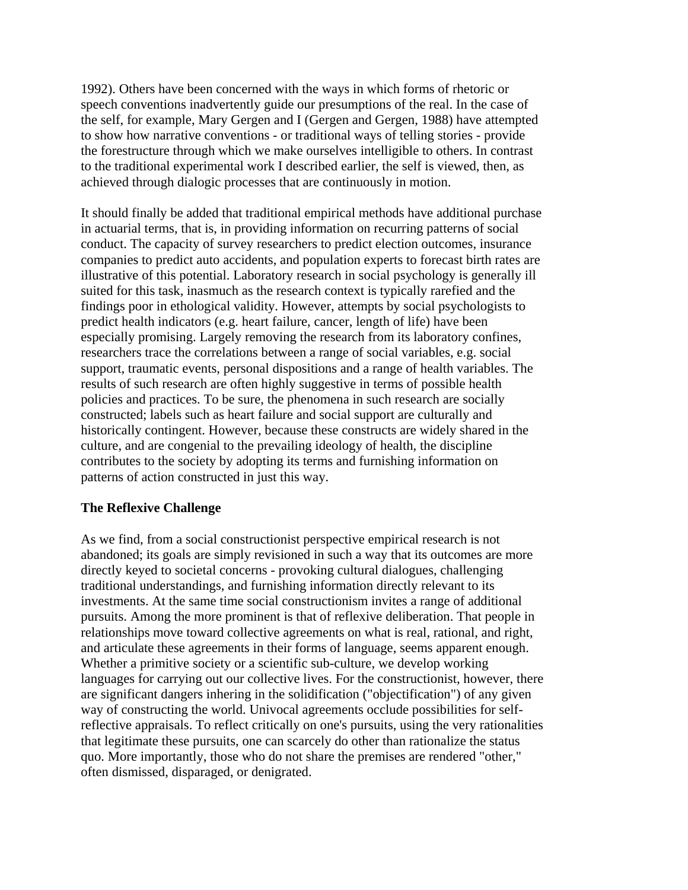1992). Others have been concerned with the ways in which forms of rhetoric or speech conventions inadvertently guide our presumptions of the real. In the case of the self, for example, Mary Gergen and I (Gergen and Gergen, 1988) have attempted to show how narrative conventions - or traditional ways of telling stories - provide the forestructure through which we make ourselves intelligible to others. In contrast to the traditional experimental work I described earlier, the self is viewed, then, as achieved through dialogic processes that are continuously in motion.

It should finally be added that traditional empirical methods have additional purchase in actuarial terms, that is, in providing information on recurring patterns of social conduct. The capacity of survey researchers to predict election outcomes, insurance companies to predict auto accidents, and population experts to forecast birth rates are illustrative of this potential. Laboratory research in social psychology is generally ill suited for this task, inasmuch as the research context is typically rarefied and the findings poor in ethological validity. However, attempts by social psychologists to predict health indicators (e.g. heart failure, cancer, length of life) have been especially promising. Largely removing the research from its laboratory confines, researchers trace the correlations between a range of social variables, e.g. social support, traumatic events, personal dispositions and a range of health variables. The results of such research are often highly suggestive in terms of possible health policies and practices. To be sure, the phenomena in such research are socially constructed; labels such as heart failure and social support are culturally and historically contingent. However, because these constructs are widely shared in the culture, and are congenial to the prevailing ideology of health, the discipline contributes to the society by adopting its terms and furnishing information on patterns of action constructed in just this way.

**The Reflexive Challenge**

As we find, from a social constructionist perspective empirical research is not abandoned; its goals are simply revisioned in such a way that its outcomes are more directly keyed to societal concerns - provoking cultural dialogues, challenging traditional understandings, and furnishing information directly relevant to its investments. At the same time social constructionism invites a range of additional pursuits. Among the more prominent is that of reflexive deliberation. That people in relationships move toward collective agreements on what is real, rational, and right, and articulate these agreements in their forms of language, seems apparent enough. Whether a primitive society or a scientific sub-culture, we develop working languages for carrying out our collective lives. For the constructionist, however, there are significant dangers inhering in the solidification ("objectification") of any given way of constructing the world. Univocal agreements occlude possibilities for self-reflective appraisals. To reflect critically on one's pursuits, using the very rationalities that legitimate these pursuits, one can scarcely do other than rationalize the status quo. More importantly, those who do not share the premises are rendered "other," often dismissed, disparaged, or denigrated.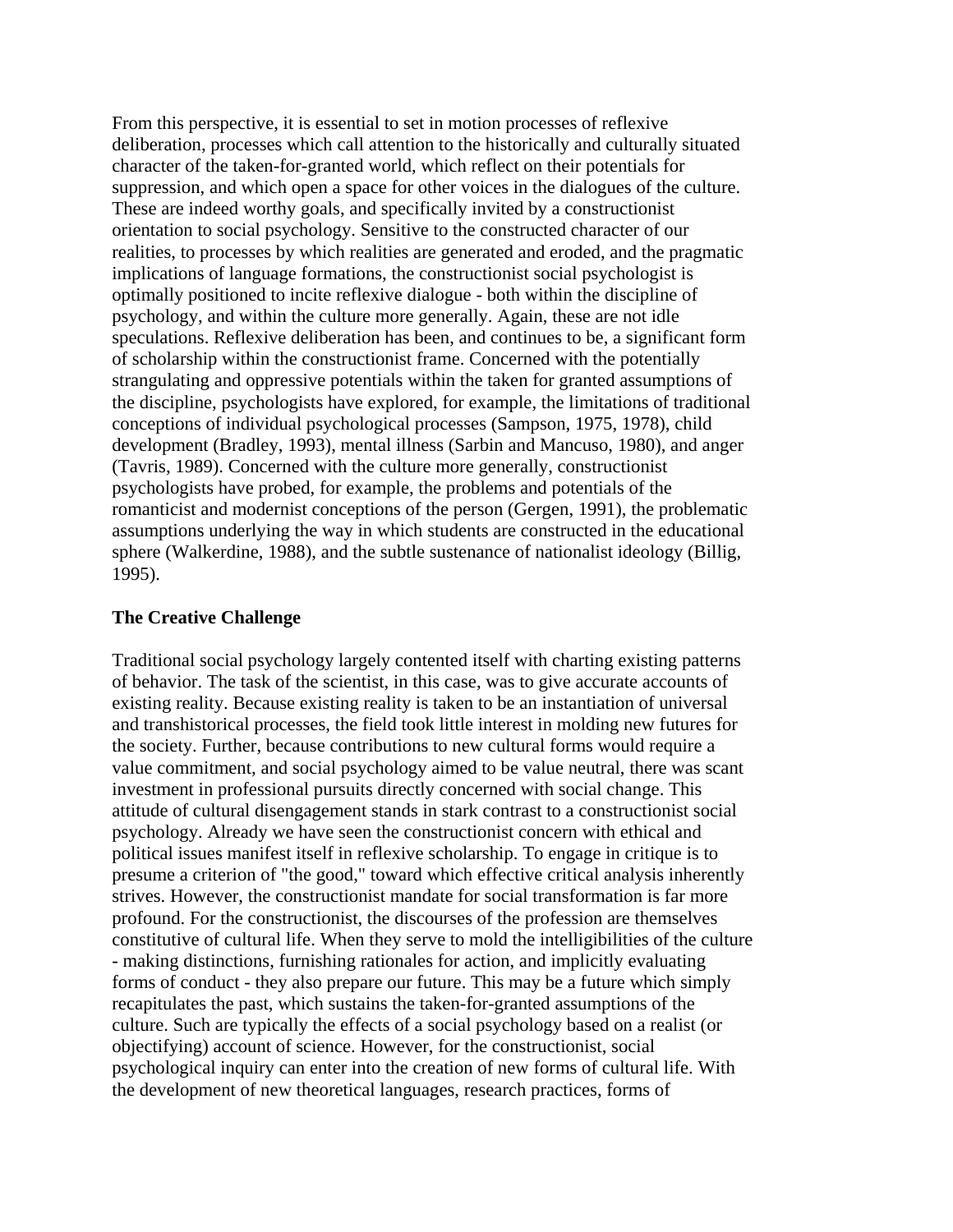From this perspective, it is essential to set in motion processes of reflexive deliberation, processes which call attention to the historically and culturally situated character of the taken-for-granted world, which reflect on their potentials for suppression, and which open a space for other voices in the dialogues of the culture. These are indeed worthy goals, and specifically invited by a constructionist orientation to social psychology. Sensitive to the constructed character of our realities, to processes by which realities are generated and eroded, and the pragmatic implications of language formations, the constructionist social psychologist is optimally positioned to incite reflexive dialogue - both within the discipline of psychology, and within the culture more generally. Again, these are not idle speculations. Reflexive deliberation has been, and continues to be, a significant form of scholarship within the constructionist frame. Concerned with the potentially strangulating and oppressive potentials within the taken for granted assumptions of the discipline, psychologists have explored, for example, the limitations of traditional conceptions of individual psychological processes (Sampson, 1975, 1978), child development (Bradley, 1993), mental illness (Sarbin and Mancuso, 1980), and anger (Tavris, 1989). Concerned with the culture more generally, constructionist psychologists have probed, for example, the problems and potentials of the romanticist and modernist conceptions of the person (Gergen, 1991), the problematic assumptions underlying the way in which students are constructed in the educational sphere (Walkerdine, 1988), and the subtle sustenance of nationalist ideology (Billig, 1995).

**The Creative Challenge**

Traditional social psychology largely contented itself with charting existing patterns of behavior. The task of the scientist, in this case, was to give accurate accounts of existing reality. Because existing reality is taken to be an instantiation of universal and transhistorical processes, the field took little interest in molding new futures for the society. Further, because contributions to new cultural forms would require a value commitment, and social psychology aimed to be value neutral, there was scant investment in professional pursuits directly concerned with social change. This attitude of cultural disengagement stands in stark contrast to a constructionist social psychology. Already we have seen the constructionist concern with ethical and political issues manifest itself in reflexive scholarship. To engage in critique is to presume a criterion of "the good," toward which effective critical analysis inherently strives. However, the constructionist mandate for social transformation is far more profound. For the constructionist, the discourses of the profession are themselves constitutive of cultural life. When they serve to mold the intelligibilities of the culture - making distinctions, furnishing rationales for action, and implicitly evaluating forms of conduct - they also prepare our future. This may be a future which simply recapitulates the past, which sustains the taken-for-granted assumptions of the culture. Such are typically the effects of a social psychology based on a realist (or objectifying) account of science. However, for the constructionist, social psychological inquiry can enter into the creation of new forms of cultural life. With the development of new theoretical languages, research practices, forms of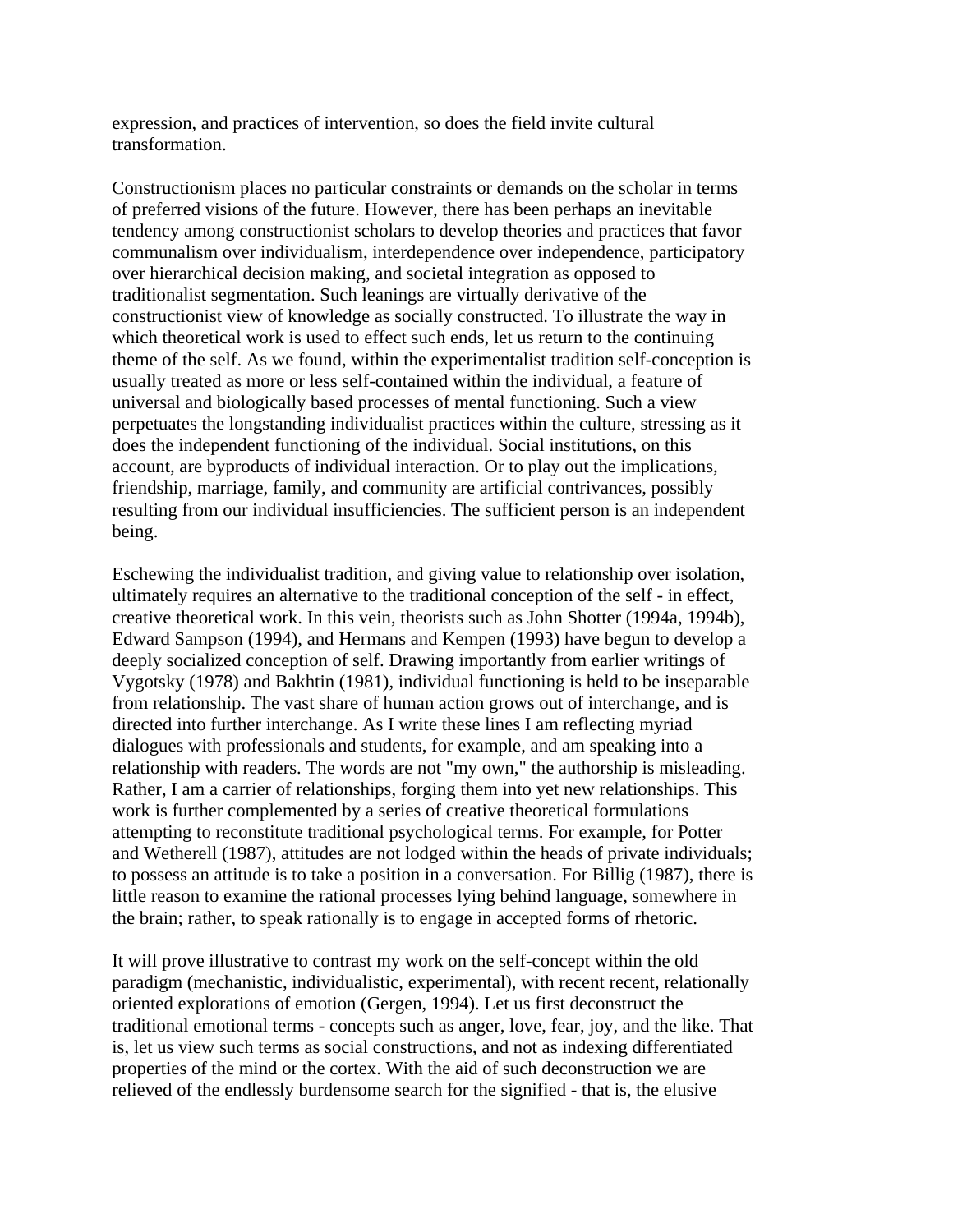expression, and practices of intervention, so does the field invite cultural transformation.

Constructionism places no particular constraints or demands on the scholar in terms of preferred visions of the future. However, there has been perhaps an inevitable tendency among constructionist scholars to develop theories and practices that favor communalism over individualism, interdependence over independence, participatory over hierarchical decision making, and societal integration as opposed to traditionalist segmentation. Such leanings are virtually derivative of the constructionist view of knowledge as socially constructed. To illustrate the way in which theoretical work is used to effect such ends, let us return to the continuing theme of the self. As we found, within the experimentalist tradition self-conception is usually treated as more or less self-contained within the individual, a feature of universal and biologically based processes of mental functioning. Such a view perpetuates the longstanding individualist practices within the culture, stressing as it does the independent functioning of the individual. Social institutions, on this account, are byproducts of individual interaction. Or to play out the implications, friendship, marriage, family, and community are artificial contrivances, possibly resulting from our individual insufficiencies. The sufficient person is an independent being.

Eschewing the individualist tradition, and giving value to relationship over isolation, ultimately requires an alternative to the traditional conception of the self - in effect, creative theoretical work. In this vein, theorists such as John Shotter (1994a, 1994b), Edward Sampson (1994), and Hermans and Kempen (1993) have begun to develop a deeply socialized conception of self. Drawing importantly from earlier writings of Vygotsky (1978) and Bakhtin (1981), individual functioning is held to be inseparable from relationship. The vast share of human action grows out of interchange, and is directed into further interchange. As I write these lines I am reflecting myriad dialogues with professionals and students, for example, and am speaking into a relationship with readers. The words are not "my own," the authorship is misleading. Rather, I am a carrier of relationships, forging them into yet new relationships. This work is further complemented by a series of creative theoretical formulations attempting to reconstitute traditional psychological terms. For example, for Potter and Wetherell (1987), attitudes are not lodged within the heads of private individuals; to possess an attitude is to take a position in a conversation. For Billig (1987), there is little reason to examine the rational processes lying behind language, somewhere in the brain; rather, to speak rationally is to engage in accepted forms of rhetoric.

It will prove illustrative to contrast my work on the self-concept within the old paradigm (mechanistic, individualistic, experimental), with recent recent, relationally oriented explorations of emotion (Gergen, 1994). Let us first deconstruct the traditional emotional terms - concepts such as anger, love, fear, joy, and the like. That is, let us view such terms as social constructions, and not as indexing differentiated properties of the mind or the cortex. With the aid of such deconstruction we are relieved of the endlessly burdensome search for the signified - that is, the elusive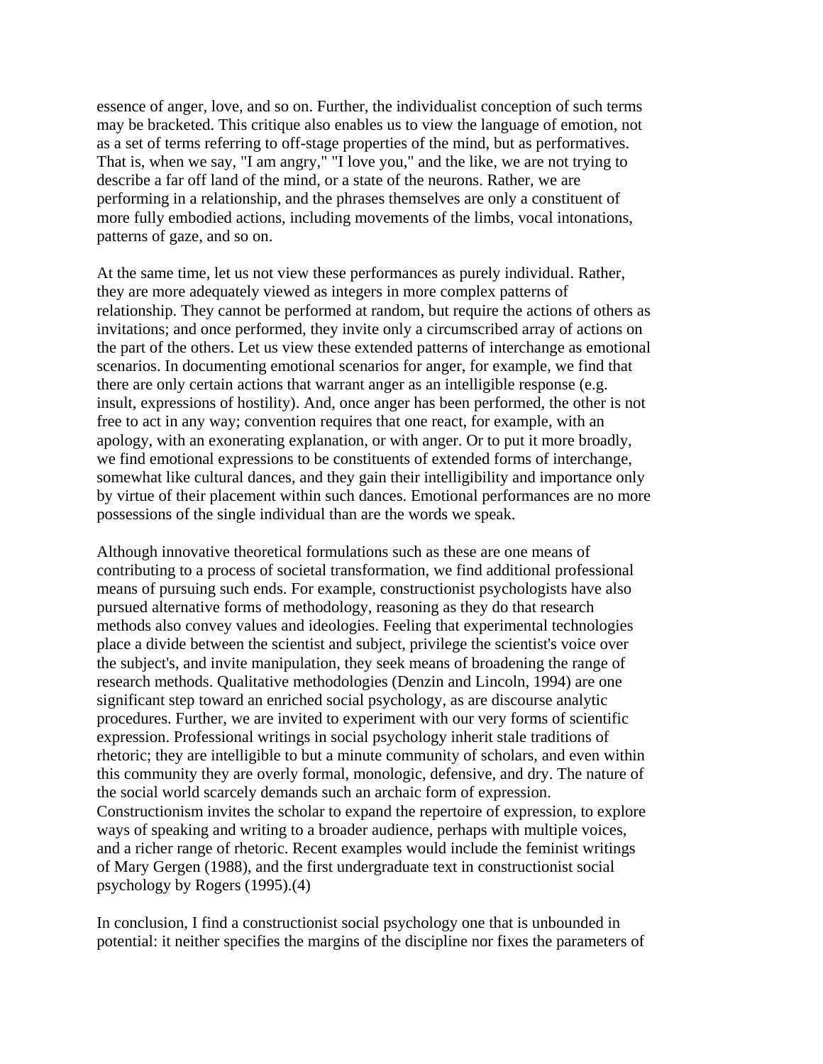essence of anger, love, and so on. Further, the individualist conception of such terms may be bracketed. This critique also enables us to view the language of emotion, not as a set of terms referring to off-stage properties of the mind, but as performatives. That is, when we say, "I am angry," "I love you," and the like, we are not trying to describe a far off land of the mind, or a state of the neurons. Rather, we are performing in a relationship, and the phrases themselves are only a constituent of more fully embodied actions, including movements of the limbs, vocal intonations, patterns of gaze, and so on.

At the same time, let us not view these performances as purely individual. Rather, they are more adequately viewed as integers in more complex patterns of relationship. They cannot be performed at random, but require the actions of others as invitations; and once performed, they invite only a circumscribed array of actions on the part of the others. Let us view these extended patterns of interchange as emotional scenarios. In documenting emotional scenarios for anger, for example, we find that there are only certain actions that warrant anger as an intelligible response (e.g. insult, expressions of hostility). And, once anger has been performed, the other is not free to act in any way; convention requires that one react, for example, with an apology, with an exonerating explanation, or with anger. Or to put it more broadly, we find emotional expressions to be constituents of extended forms of interchange, somewhat like cultural dances, and they gain their intelligibility and importance only by virtue of their placement within such dances. Emotional performances are no more possessions of the single individual than are the words we speak.

Although innovative theoretical formulations such as these are one means of contributing to a process of societal transformation, we find additional professional means of pursuing such ends. For example, constructionist psychologists have also pursued alternative forms of methodology, reasoning as they do that research methods also convey values and ideologies. Feeling that experimental technologies place a divide between the scientist and subject, privilege the scientist's voice over the subject's, and invite manipulation, they seek means of broadening the range of research methods. Qualitative methodologies (Denzin and Lincoln, 1994) are one significant step toward an enriched social psychology, as are discourse analytic procedures. Further, we are invited to experiment with our very forms of scientific expression. Professional writings in social psychology inherit stale traditions of rhetoric; they are intelligible to but a minute community of scholars, and even within this community they are overly formal, monologic, defensive, and dry. The nature of the social world scarcely demands such an archaic form of expression. Constructionism invites the scholar to expand the repertoire of expression, to explore ways of speaking and writing to a broader audience, perhaps with multiple voices, and a richer range of rhetoric. Recent examples would include the feminist writings of Mary Gergen (1988), and the first undergraduate text in constructionist social psychology by Rogers (1995).(4)

In conclusion, I find a constructionist social psychology one that is unbounded in potential: it neither specifies the margins of the discipline nor fixes the parameters of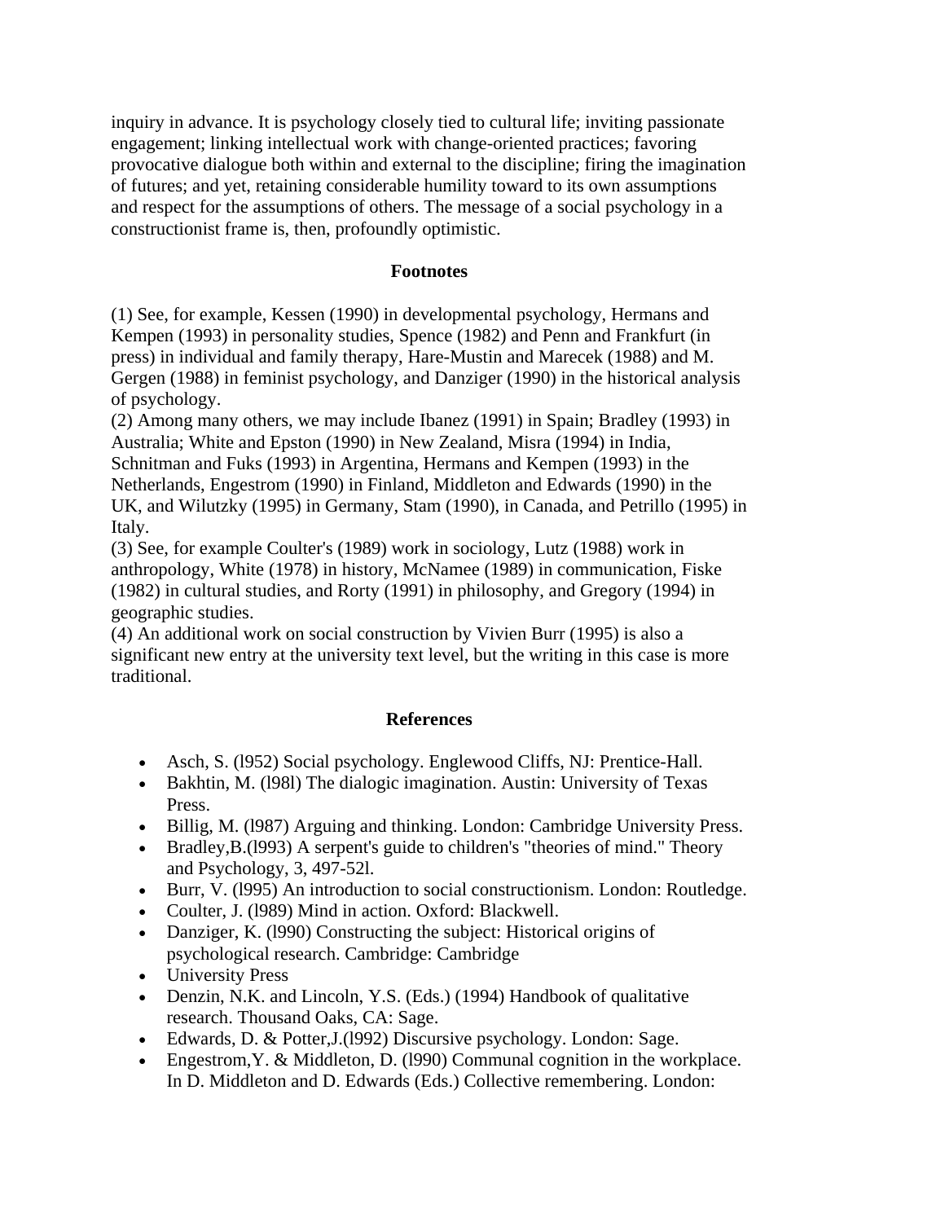inquiry in advance. It is psychology closely tied to cultural life; inviting passionate engagement; linking intellectual work with change-oriented practices; favoring provocative dialogue both within and external to the discipline; firing the imagination of futures; and yet, retaining considerable humility toward to its own assumptions and respect for the assumptions of others. The message of a social psychology in a constructionist frame is, then, profoundly optimistic.

### Footnotes

(1) See, for example, Kessen (1990) in developmental psychology, Hermans and Kempen (1993) in personality studies, Spence (1982) and Penn and Frankfurt (in press) in individual and family therapy, Hare-Mustin and Marecek (1988) and M. Gergen (1988) in feminist psychology, and Danziger (1990) in the historical analysis of psychology.
(2) Among many others, we may include Ibanez (1991) in Spain; Bradley (1993) in Australia; White and Epston (1990) in New Zealand, Misra (1994) in India, Schnitman and Fuks (1993) in Argentina, Hermans and Kempen (1993) in the Netherlands, Engestrom (1990) in Finland, Middleton and Edwards (1990) in the UK, and Wilutzky (1995) in Germany, Stam (1990), in Canada, and Petrillo (1995) in Italy.
(3) See, for example Coulter's (1989) work in sociology, Lutz (1988) work in anthropology, White (1978) in history, McNamee (1989) in communication, Fiske (1982) in cultural studies, and Rorty (1991) in philosophy, and Gregory (1994) in geographic studies.
(4) An additional work on social construction by Vivien Burr (1995) is also a significant new entry at the university text level, but the writing in this case is more traditional.

### References

- Asch, S. (l952) Social psychology. Englewood Cliffs, NJ: Prentice-Hall.
- Bakhtin, M. (l98l) The dialogic imagination. Austin: University of Texas Press.
- Billig, M. (l987) Arguing and thinking. London: Cambridge University Press.
- Bradley,B.(l993) A serpent's guide to children's "theories of mind." Theory and Psychology, 3, 497-52l.
- Burr, V. (l995) An introduction to social constructionism. London: Routledge.
- Coulter, J. (l989) Mind in action. Oxford: Blackwell.
- Danziger, K. (l990) Constructing the subject: Historical origins of psychological research. Cambridge: Cambridge
- University Press
- Denzin, N.K. and Lincoln, Y.S. (Eds.) (1994) Handbook of qualitative research. Thousand Oaks, CA: Sage.
- Edwards, D. & Potter,J.(l992) Discursive psychology. London: Sage.
- Engestrom,Y. & Middleton, D. (l990) Communal cognition in the workplace. In D. Middleton and D. Edwards (Eds.) Collective remembering. London: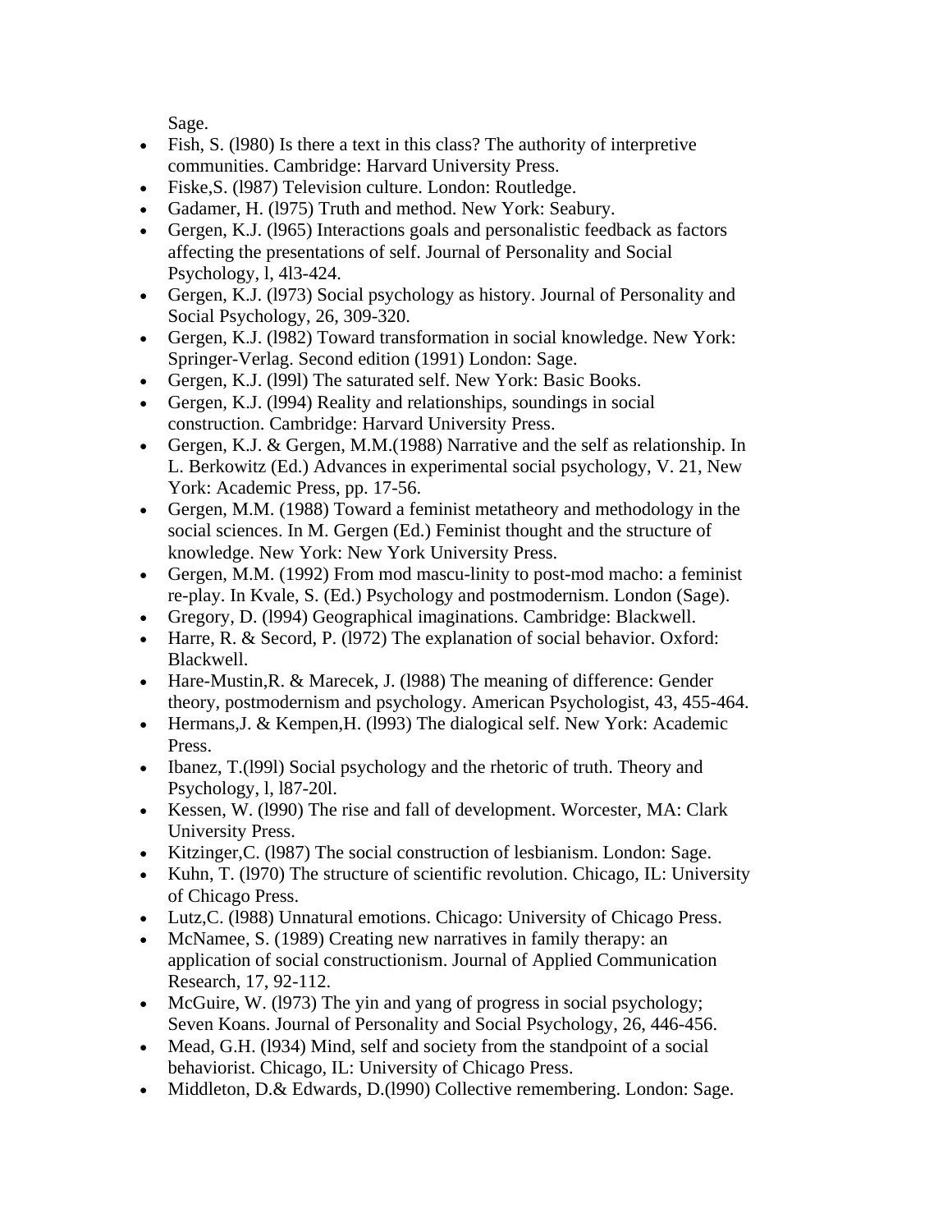Sage.

- Fish, S. (l980) Is there a text in this class? The authority of interpretive communities. Cambridge: Harvard University Press.
- Fiske,S. (l987) Television culture. London: Routledge.
- Gadamer, H. (l975) Truth and method. New York: Seabury.
- Gergen, K.J. (l965) Interactions goals and personalistic feedback as factors affecting the presentations of self. Journal of Personality and Social Psychology, l, 4l3-424.
- Gergen, K.J. (l973) Social psychology as history. Journal of Personality and Social Psychology, 26, 309-320.
- Gergen, K.J. (l982) Toward transformation in social knowledge. New York: Springer-Verlag. Second edition (1991) London: Sage.
- Gergen, K.J. (l99l) The saturated self. New York: Basic Books.
- Gergen, K.J. (l994) Reality and relationships, soundings in social construction. Cambridge: Harvard University Press.
- Gergen, K.J. & Gergen, M.M.(1988) Narrative and the self as relationship. In L. Berkowitz (Ed.) Advances in experimental social psychology, V. 21, New York: Academic Press, pp. 17-56.
- Gergen, M.M. (1988) Toward a feminist metatheory and methodology in the social sciences. In M. Gergen (Ed.) Feminist thought and the structure of knowledge. New York: New York University Press.
- Gergen, M.M. (1992) From mod mascu-linity to post-mod macho: a feminist re-play. In Kvale, S. (Ed.) Psychology and postmodernism. London (Sage).
- Gregory, D. (l994) Geographical imaginations. Cambridge: Blackwell.
- Harre, R. & Secord, P. (l972) The explanation of social behavior. Oxford: Blackwell.
- Hare-Mustin,R. & Marecek, J. (l988) The meaning of difference: Gender theory, postmodernism and psychology. American Psychologist, 43, 455-464.
- Hermans,J. & Kempen,H. (l993) The dialogical self. New York: Academic Press.
- Ibanez, T.(l99l) Social psychology and the rhetoric of truth. Theory and Psychology, l, l87-20l.
- Kessen, W. (l990) The rise and fall of development. Worcester, MA: Clark University Press.
- Kitzinger,C. (l987) The social construction of lesbianism. London: Sage.
- Kuhn, T. (l970) The structure of scientific revolution. Chicago, IL: University of Chicago Press.
- Lutz,C. (l988) Unnatural emotions. Chicago: University of Chicago Press.
- McNamee, S. (1989) Creating new narratives in family therapy: an application of social constructionism. Journal of Applied Communication Research, 17, 92-112.
- McGuire, W. (l973) The yin and yang of progress in social psychology; Seven Koans. Journal of Personality and Social Psychology, 26, 446-456.
- Mead, G.H. (l934) Mind, self and society from the standpoint of a social behaviorist. Chicago, IL: University of Chicago Press.
- Middleton, D.& Edwards, D.(l990) Collective remembering. London: Sage.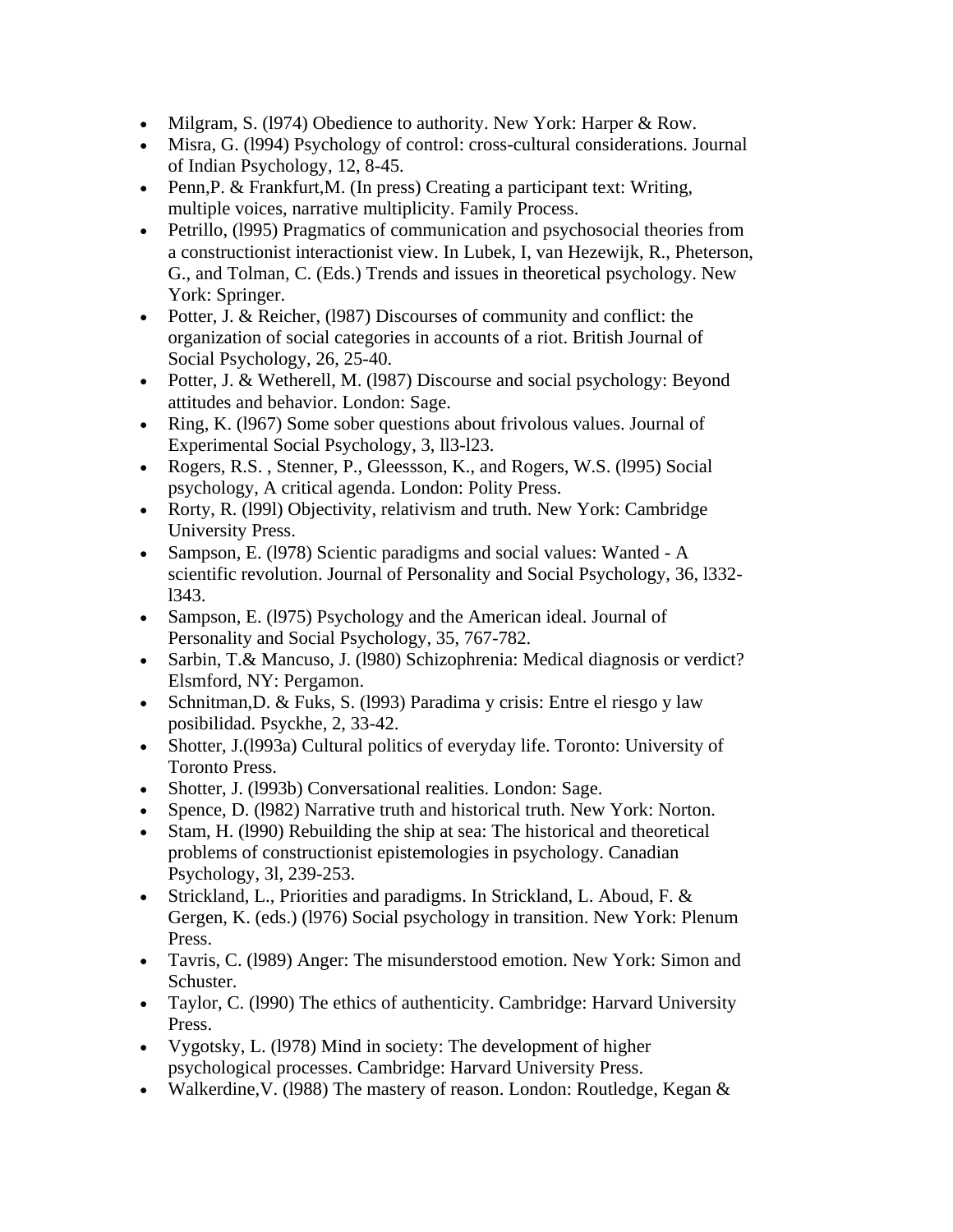- Milgram, S. (l974) Obedience to authority. New York: Harper & Row.
- Misra, G. (l994) Psychology of control: cross-cultural considerations. Journal of Indian Psychology, 12, 8-45.
- Penn,P. & Frankfurt,M. (In press) Creating a participant text: Writing, multiple voices, narrative multiplicity. Family Process.
- Petrillo, (l995) Pragmatics of communication and psychosocial theories from a constructionist interactionist view. In Lubek, I, van Hezewijk, R., Pheterson, G., and Tolman, C. (Eds.) Trends and issues in theoretical psychology. New York: Springer.
- Potter, J. & Reicher, (l987) Discourses of community and conflict: the organization of social categories in accounts of a riot. British Journal of Social Psychology, 26, 25-40.
- Potter, J. & Wetherell, M. (l987) Discourse and social psychology: Beyond attitudes and behavior. London: Sage.
- Ring, K. (l967) Some sober questions about frivolous values. Journal of Experimental Social Psychology, 3, ll3-l23.
- Rogers, R.S. , Stenner, P., Gleessson, K., and Rogers, W.S. (l995) Social psychology, A critical agenda. London: Polity Press.
- Rorty, R. (l99l) Objectivity, relativism and truth. New York: Cambridge University Press.
- Sampson, E. (l978) Scientic paradigms and social values: Wanted - A scientific revolution. Journal of Personality and Social Psychology, 36, l332-l343.
- Sampson, E. (l975) Psychology and the American ideal. Journal of Personality and Social Psychology, 35, 767-782.
- Sarbin, T.& Mancuso, J. (l980) Schizophrenia: Medical diagnosis or verdict? Elsmford, NY: Pergamon.
- Schnitman,D. & Fuks, S. (l993) Paradima y crisis: Entre el riesgo y law posibilidad. Psyckhe, 2, 33-42.
- Shotter, J.(l993a) Cultural politics of everyday life. Toronto: University of Toronto Press.
- Shotter, J. (l993b) Conversational realities. London: Sage.
- Spence, D. (l982) Narrative truth and historical truth. New York: Norton.
- Stam, H. (l990) Rebuilding the ship at sea: The historical and theoretical problems of constructionist epistemologies in psychology. Canadian Psychology, 3l, 239-253.
- Strickland, L., Priorities and paradigms. In Strickland, L. Aboud, F. & Gergen, K. (eds.) (l976) Social psychology in transition. New York: Plenum Press.
- Tavris, C. (l989) Anger: The misunderstood emotion. New York: Simon and Schuster.
- Taylor, C. (l990) The ethics of authenticity. Cambridge: Harvard University Press.
- Vygotsky, L. (l978) Mind in society: The development of higher psychological processes. Cambridge: Harvard University Press.
- Walkerdine,V. (l988) The mastery of reason. London: Routledge, Kegan &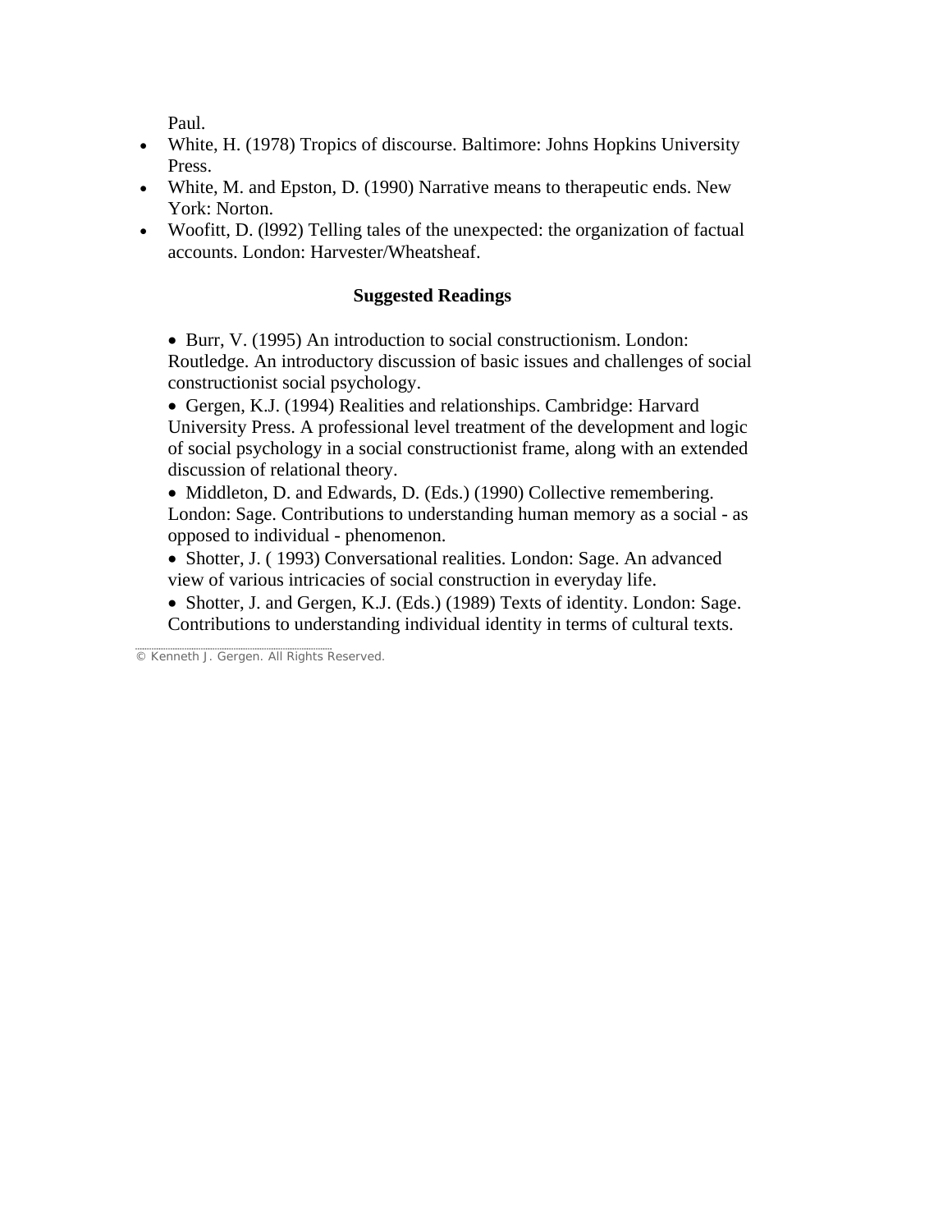Paul.

- White, H. (1978) Tropics of discourse. Baltimore: Johns Hopkins University Press.
- White, M. and Epston, D. (1990) Narrative means to therapeutic ends. New York: Norton.
- Woofitt, D. (l992) Telling tales of the unexpected: the organization of factual accounts. London: Harvester/Wheatsheaf.

**Suggested Readings**

- Burr, V. (1995) An introduction to social constructionism. London: Routledge. An introductory discussion of basic issues and challenges of social constructionist social psychology.
- Gergen, K.J. (1994) Realities and relationships. Cambridge: Harvard University Press. A professional level treatment of the development and logic of social psychology in a social constructionist frame, along with an extended discussion of relational theory.
- Middleton, D. and Edwards, D. (Eds.) (1990) Collective remembering. London: Sage. Contributions to understanding human memory as a social - as opposed to individual - phenomenon.
- Shotter, J. ( 1993) Conversational realities. London: Sage. An advanced view of various intricacies of social construction in everyday life.
- Shotter, J. and Gergen, K.J. (Eds.) (1989) Texts of identity. London: Sage. Contributions to understanding individual identity in terms of cultural texts.

© Kenneth J. Gergen. All Rights Reserved.